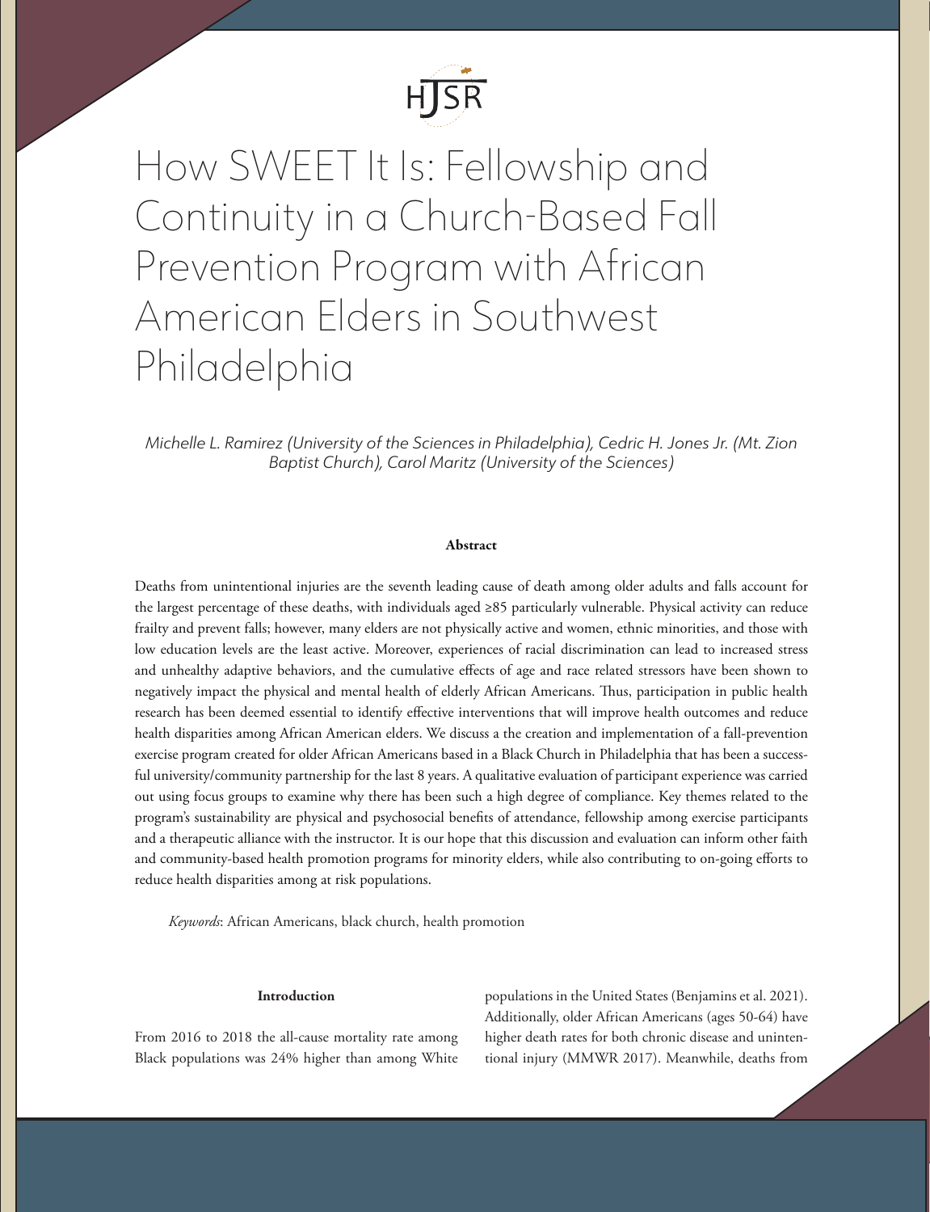# How SWEET It Is: Fellowship and Continuity in a Church-Based Fall Prevention Program with African American Elders in Southwest Philadelphia

*Michelle L. Ramirez (University of the Sciences in Philadelphia), Cedric H. Jones Jr. (Mt. Zion Baptist Church), Carol Maritz (University of the Sciences)*

**Abstract**

Deaths from unintentional injuries are the seventh leading cause of death among older adults and falls account for the largest percentage of these deaths, with individuals aged ≥85 particularly vulnerable. Physical activity can reduce frailty and prevent falls; however, many elders are not physically active and women, ethnic minorities, and those with low education levels are the least active. Moreover, experiences of racial discrimination can lead to increased stress and unhealthy adaptive behaviors, and the cumulative effects of age and race related stressors have been shown to negatively impact the physical and mental health of elderly African Americans. Thus, participation in public health research has been deemed essential to identify effective interventions that will improve health outcomes and reduce health disparities among African American elders. We discuss a the creation and implementation of a fall-prevention exercise program created for older African Americans based in a Black Church in Philadelphia that has been a successful university/community partnership for the last 8 years. A qualitative evaluation of participant experience was carried out using focus groups to examine why there has been such a high degree of compliance. Key themes related to the program's sustainability are physical and psychosocial benefits of attendance, fellowship among exercise participants and a therapeutic alliance with the instructor. It is our hope that this discussion and evaluation can inform other faith and community-based health promotion programs for minority elders, while also contributing to on-going efforts to reduce health disparities among at risk populations.

*Keywords*: African Americans, black church, health promotion

**Introduction**

From 2016 to 2018 the all-cause mortality rate among Black populations was 24% higher than among White populations in the United States (Benjamins et al. 2021). Additionally, older African Americans (ages 50-64) have higher death rates for both chronic disease and unintentional injury (MMWR 2017). Meanwhile, deaths from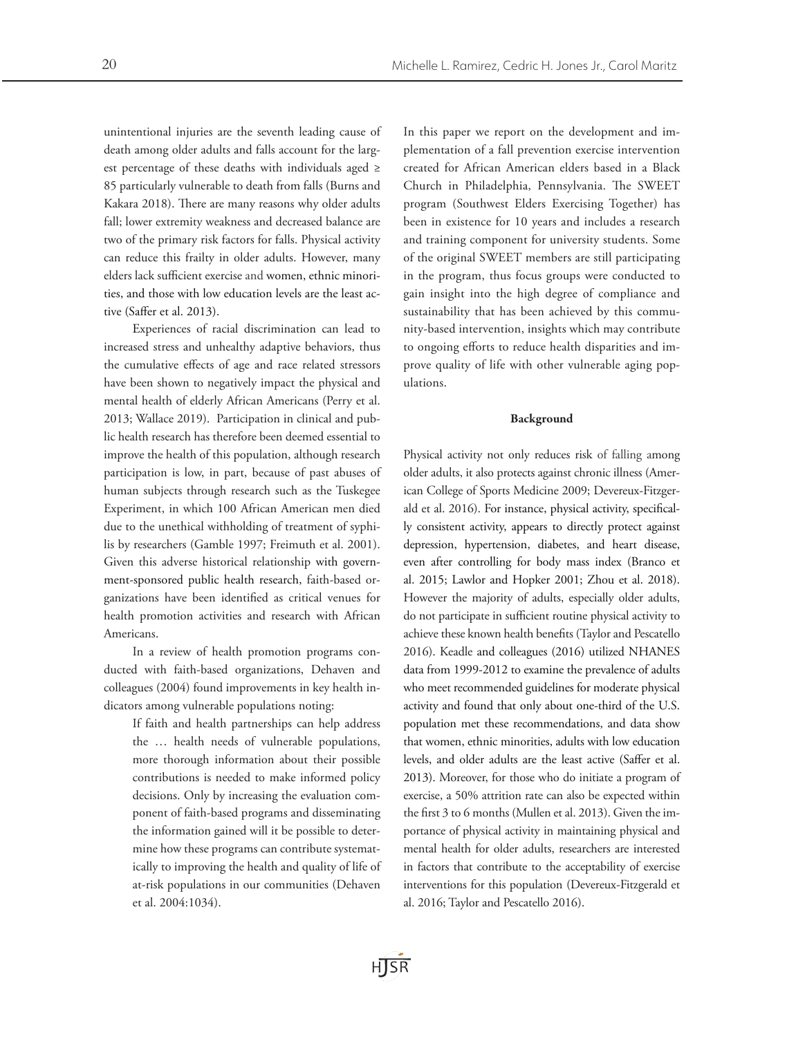unintentional injuries are the seventh leading cause of death among older adults and falls account for the largest percentage of these deaths with individuals aged ≥ 85 particularly vulnerable to death from falls (Burns and Kakara 2018). There are many reasons why older adults fall; lower extremity weakness and decreased balance are two of the primary risk factors for falls. Physical activity can reduce this frailty in older adults. However, many elders lack sufficient exercise and women, ethnic minorities, and those with low education levels are the least active (Saffer et al. 2013).

Experiences of racial discrimination can lead to increased stress and unhealthy adaptive behaviors, thus the cumulative effects of age and race related stressors have been shown to negatively impact the physical and mental health of elderly African Americans (Perry et al. 2013; Wallace 2019). Participation in clinical and public health research has therefore been deemed essential to improve the health of this population, although research participation is low, in part, because of past abuses of human subjects through research such as the Tuskegee Experiment, in which 100 African American men died due to the unethical withholding of treatment of syphilis by researchers (Gamble 1997; Freimuth et al. 2001). Given this adverse historical relationship with government-sponsored public health research, faith-based organizations have been identified as critical venues for health promotion activities and research with African Americans.

In a review of health promotion programs conducted with faith-based organizations, Dehaven and colleagues (2004) found improvements in key health indicators among vulnerable populations noting:

> If faith and health partnerships can help address the … health needs of vulnerable populations, more thorough information about their possible contributions is needed to make informed policy decisions. Only by increasing the evaluation component of faith-based programs and disseminating the information gained will it be possible to determine how these programs can contribute systematically to improving the health and quality of life of at-risk populations in our communities (Dehaven et al. 2004:1034).

In this paper we report on the development and implementation of a fall prevention exercise intervention created for African American elders based in a Black Church in Philadelphia, Pennsylvania. The SWEET program (Southwest Elders Exercising Together) has been in existence for 10 years and includes a research and training component for university students. Some of the original SWEET members are still participating in the program, thus focus groups were conducted to gain insight into the high degree of compliance and sustainability that has been achieved by this community-based intervention, insights which may contribute to ongoing efforts to reduce health disparities and improve quality of life with other vulnerable aging populations.

### Background

Physical activity not only reduces risk of falling among older adults, it also protects against chronic illness (American College of Sports Medicine 2009; Devereux-Fitzgerald et al. 2016). For instance, physical activity, specifically consistent activity, appears to directly protect against depression, hypertension, diabetes, and heart disease, even after controlling for body mass index (Branco et al. 2015; Lawlor and Hopker 2001; Zhou et al. 2018). However the majority of adults, especially older adults, do not participate in sufficient routine physical activity to achieve these known health benefits (Taylor and Pescatello 2016). Keadle and colleagues (2016) utilized NHANES data from 1999-2012 to examine the prevalence of adults who meet recommended guidelines for moderate physical activity and found that only about one-third of the U.S. population met these recommendations, and data show that women, ethnic minorities, adults with low education levels, and older adults are the least active (Saffer et al. 2013). Moreover, for those who do initiate a program of exercise, a 50% attrition rate can also be expected within the first 3 to 6 months (Mullen et al. 2013). Given the importance of physical activity in maintaining physical and mental health for older adults, researchers are interested in factors that contribute to the acceptability of exercise interventions for this population (Devereux-Fitzgerald et al. 2016; Taylor and Pescatello 2016).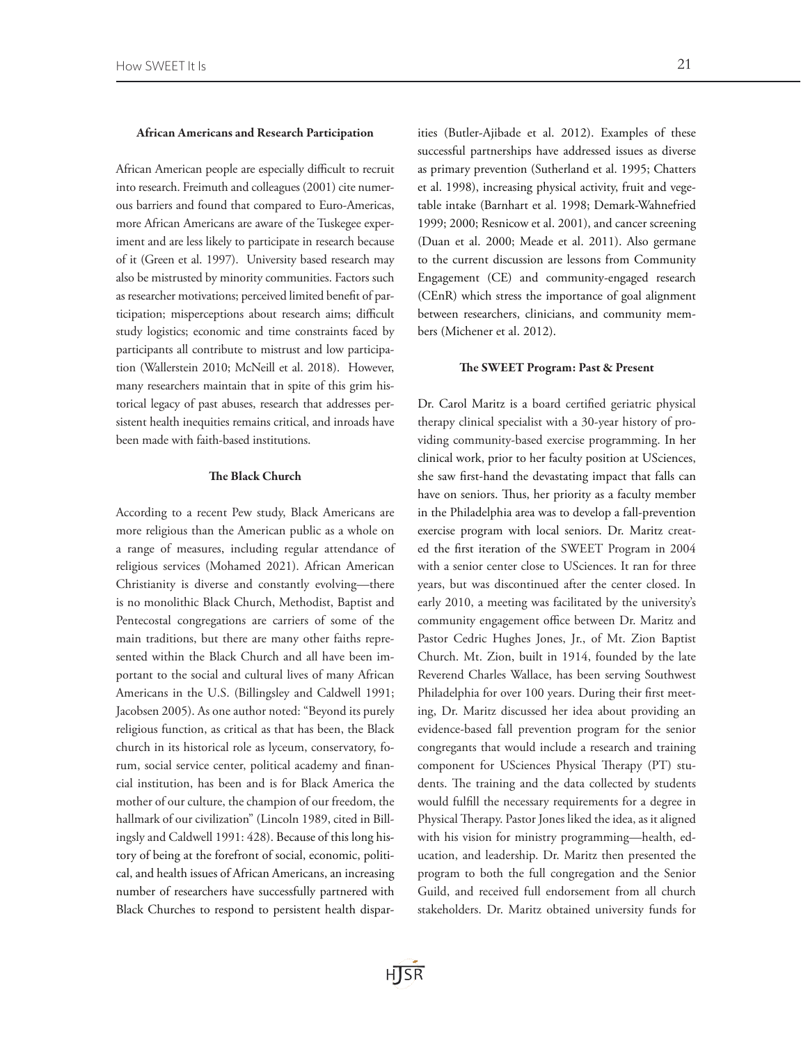### African Americans and Research Participation

African American people are especially difficult to recruit into research. Freimuth and colleagues (2001) cite numerous barriers and found that compared to Euro-Americas, more African Americans are aware of the Tuskegee experiment and are less likely to participate in research because of it (Green et al. 1997). University based research may also be mistrusted by minority communities. Factors such as researcher motivations; perceived limited benefit of participation; misperceptions about research aims; difficult study logistics; economic and time constraints faced by participants all contribute to mistrust and low participation (Wallerstein 2010; McNeill et al. 2018). However, many researchers maintain that in spite of this grim historical legacy of past abuses, research that addresses persistent health inequities remains critical, and inroads have been made with faith-based institutions.

### The Black Church

According to a recent Pew study, Black Americans are more religious than the American public as a whole on a range of measures, including regular attendance of religious services (Mohamed 2021). African American Christianity is diverse and constantly evolving—there is no monolithic Black Church, Methodist, Baptist and Pentecostal congregations are carriers of some of the main traditions, but there are many other faiths represented within the Black Church and all have been important to the social and cultural lives of many African Americans in the U.S. (Billingsley and Caldwell 1991; Jacobsen 2005). As one author noted: "Beyond its purely religious function, as critical as that has been, the Black church in its historical role as lyceum, conservatory, forum, social service center, political academy and financial institution, has been and is for Black America the mother of our culture, the champion of our freedom, the hallmark of our civilization" (Lincoln 1989, cited in Billingsly and Caldwell 1991: 428). Because of this long history of being at the forefront of social, economic, political, and health issues of African Americans, an increasing number of researchers have successfully partnered with Black Churches to respond to persistent health disparities (Butler-Ajibade et al. 2012). Examples of these successful partnerships have addressed issues as diverse as primary prevention (Sutherland et al. 1995; Chatters et al. 1998), increasing physical activity, fruit and vegetable intake (Barnhart et al. 1998; Demark-Wahnefried 1999; 2000; Resnicow et al. 2001), and cancer screening (Duan et al. 2000; Meade et al. 2011). Also germane to the current discussion are lessons from Community Engagement (CE) and community-engaged research (CEnR) which stress the importance of goal alignment between researchers, clinicians, and community members (Michener et al. 2012).

### The SWEET Program: Past & Present

Dr. Carol Maritz is a board certified geriatric physical therapy clinical specialist with a 30-year history of providing community-based exercise programming. In her clinical work, prior to her faculty position at USciences, she saw first-hand the devastating impact that falls can have on seniors. Thus, her priority as a faculty member in the Philadelphia area was to develop a fall-prevention exercise program with local seniors. Dr. Maritz created the first iteration of the SWEET Program in 2004 with a senior center close to USciences. It ran for three years, but was discontinued after the center closed. In early 2010, a meeting was facilitated by the university's community engagement office between Dr. Maritz and Pastor Cedric Hughes Jones, Jr., of Mt. Zion Baptist Church. Mt. Zion, built in 1914, founded by the late Reverend Charles Wallace, has been serving Southwest Philadelphia for over 100 years. During their first meeting, Dr. Maritz discussed her idea about providing an evidence-based fall prevention program for the senior congregants that would include a research and training component for USciences Physical Therapy (PT) students. The training and the data collected by students would fulfill the necessary requirements for a degree in Physical Therapy. Pastor Jones liked the idea, as it aligned with his vision for ministry programming—health, education, and leadership. Dr. Maritz then presented the program to both the full congregation and the Senior Guild, and received full endorsement from all church stakeholders. Dr. Maritz obtained university funds for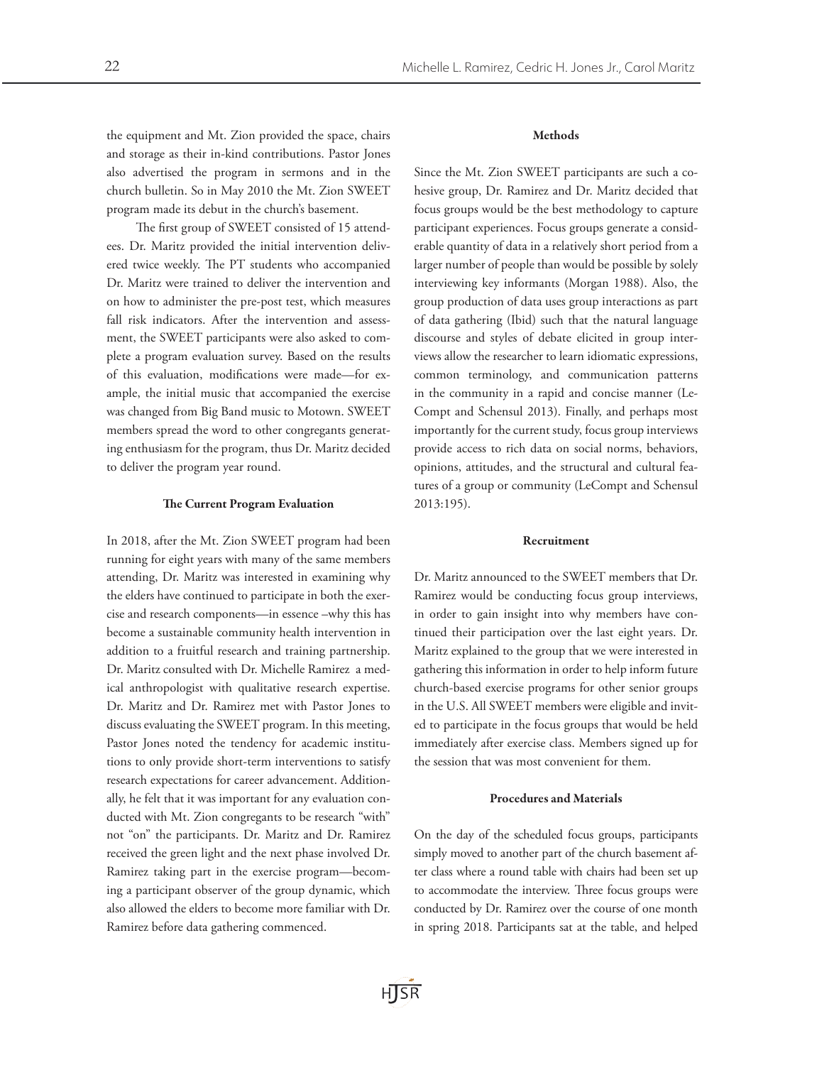the equipment and Mt. Zion provided the space, chairs and storage as their in-kind contributions. Pastor Jones also advertised the program in sermons and in the church bulletin. So in May 2010 the Mt. Zion SWEET program made its debut in the church's basement.

The first group of SWEET consisted of 15 attendees. Dr. Maritz provided the initial intervention delivered twice weekly. The PT students who accompanied Dr. Maritz were trained to deliver the intervention and on how to administer the pre-post test, which measures fall risk indicators. After the intervention and assessment, the SWEET participants were also asked to complete a program evaluation survey. Based on the results of this evaluation, modifications were made—for example, the initial music that accompanied the exercise was changed from Big Band music to Motown. SWEET members spread the word to other congregants generating enthusiasm for the program, thus Dr. Maritz decided to deliver the program year round.

### The Current Program Evaluation

In 2018, after the Mt. Zion SWEET program had been running for eight years with many of the same members attending, Dr. Maritz was interested in examining why the elders have continued to participate in both the exercise and research components—in essence –why this has become a sustainable community health intervention in addition to a fruitful research and training partnership. Dr. Maritz consulted with Dr. Michelle Ramirez a medical anthropologist with qualitative research expertise. Dr. Maritz and Dr. Ramirez met with Pastor Jones to discuss evaluating the SWEET program. In this meeting, Pastor Jones noted the tendency for academic institutions to only provide short-term interventions to satisfy research expectations for career advancement. Additionally, he felt that it was important for any evaluation conducted with Mt. Zion congregants to be research "with" not "on" the participants. Dr. Maritz and Dr. Ramirez received the green light and the next phase involved Dr. Ramirez taking part in the exercise program—becoming a participant observer of the group dynamic, which also allowed the elders to become more familiar with Dr. Ramirez before data gathering commenced.

### Methods

Since the Mt. Zion SWEET participants are such a cohesive group, Dr. Ramirez and Dr. Maritz decided that focus groups would be the best methodology to capture participant experiences. Focus groups generate a considerable quantity of data in a relatively short period from a larger number of people than would be possible by solely interviewing key informants (Morgan 1988). Also, the group production of data uses group interactions as part of data gathering (Ibid) such that the natural language discourse and styles of debate elicited in group interviews allow the researcher to learn idiomatic expressions, common terminology, and communication patterns in the community in a rapid and concise manner (LeCompt and Schensul 2013). Finally, and perhaps most importantly for the current study, focus group interviews provide access to rich data on social norms, behaviors, opinions, attitudes, and the structural and cultural features of a group or community (LeCompt and Schensul 2013:195).

### Recruitment

Dr. Maritz announced to the SWEET members that Dr. Ramirez would be conducting focus group interviews, in order to gain insight into why members have continued their participation over the last eight years. Dr. Maritz explained to the group that we were interested in gathering this information in order to help inform future church-based exercise programs for other senior groups in the U.S. All SWEET members were eligible and invited to participate in the focus groups that would be held immediately after exercise class. Members signed up for the session that was most convenient for them.

### Procedures and Materials

On the day of the scheduled focus groups, participants simply moved to another part of the church basement after class where a round table with chairs had been set up to accommodate the interview. Three focus groups were conducted by Dr. Ramirez over the course of one month in spring 2018. Participants sat at the table, and helped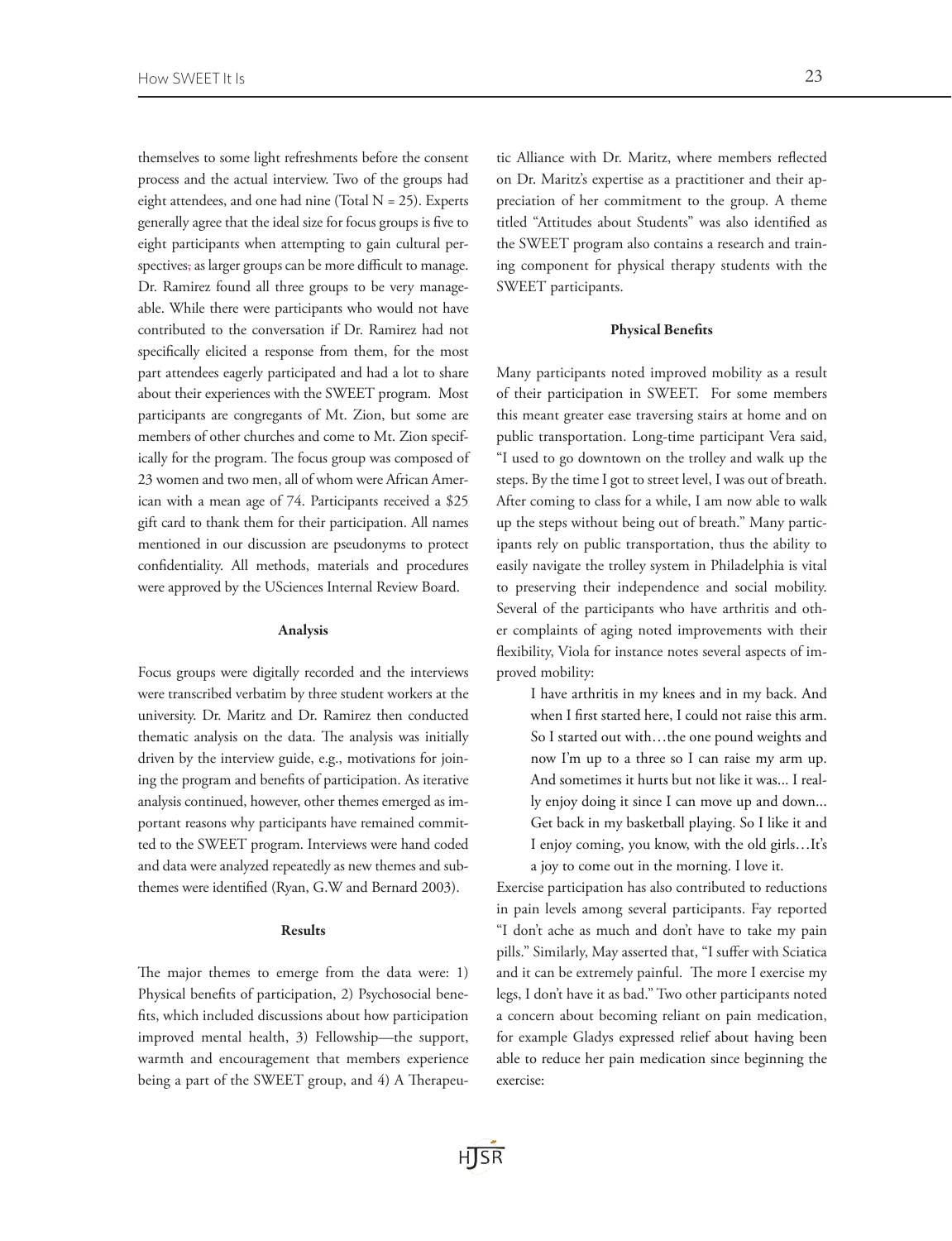themselves to some light refreshments before the consent process and the actual interview. Two of the groups had eight attendees, and one had nine (Total N = 25). Experts generally agree that the ideal size for focus groups is five to eight participants when attempting to gain cultural perspectives, as larger groups can be more difficult to manage. Dr. Ramirez found all three groups to be very manageable. While there were participants who would not have contributed to the conversation if Dr. Ramirez had not specifically elicited a response from them, for the most part attendees eagerly participated and had a lot to share about their experiences with the SWEET program. Most participants are congregants of Mt. Zion, but some are members of other churches and come to Mt. Zion specifically for the program. The focus group was composed of 23 women and two men, all of whom were African American with a mean age of 74. Participants received a $25 gift card to thank them for their participation. All names mentioned in our discussion are pseudonyms to protect confidentiality. All methods, materials and procedures were approved by the USciences Internal Review Board.

### Analysis

Focus groups were digitally recorded and the interviews were transcribed verbatim by three student workers at the university. Dr. Maritz and Dr. Ramirez then conducted thematic analysis on the data. The analysis was initially driven by the interview guide, e.g., motivations for joining the program and benefits of participation. As iterative analysis continued, however, other themes emerged as important reasons why participants have remained committed to the SWEET program. Interviews were hand coded and data were analyzed repeatedly as new themes and subthemes were identified (Ryan, G.W and Bernard 2003).

### Results

The major themes to emerge from the data were: 1) Physical benefits of participation, 2) Psychosocial benefits, which included discussions about how participation improved mental health, 3) Fellowship—the support, warmth and encouragement that members experience being a part of the SWEET group, and 4) A Therapeutic Alliance with Dr. Maritz, where members reflected on Dr. Maritz's expertise as a practitioner and their appreciation of her commitment to the group. A theme titled "Attitudes about Students" was also identified as the SWEET program also contains a research and training component for physical therapy students with the SWEET participants.

### Physical Benefits

Many participants noted improved mobility as a result of their participation in SWEET. For some members this meant greater ease traversing stairs at home and on public transportation. Long-time participant Vera said, "I used to go downtown on the trolley and walk up the steps. By the time I got to street level, I was out of breath. After coming to class for a while, I am now able to walk up the steps without being out of breath." Many participants rely on public transportation, thus the ability to easily navigate the trolley system in Philadelphia is vital to preserving their independence and social mobility. Several of the participants who have arthritis and other complaints of aging noted improvements with their flexibility, Viola for instance notes several aspects of improved mobility:

> I have arthritis in my knees and in my back. And when I first started here, I could not raise this arm. So I started out with…the one pound weights and now I'm up to a three so I can raise my arm up. And sometimes it hurts but not like it was... I really enjoy doing it since I can move up and down... Get back in my basketball playing. So I like it and I enjoy coming, you know, with the old girls…It's a joy to come out in the morning. I love it.

Exercise participation has also contributed to reductions in pain levels among several participants. Fay reported "I don't ache as much and don't have to take my pain pills." Similarly, May asserted that, "I suffer with Sciatica and it can be extremely painful. The more I exercise my legs, I don't have it as bad." Two other participants noted a concern about becoming reliant on pain medication, for example Gladys expressed relief about having been able to reduce her pain medication since beginning the exercise: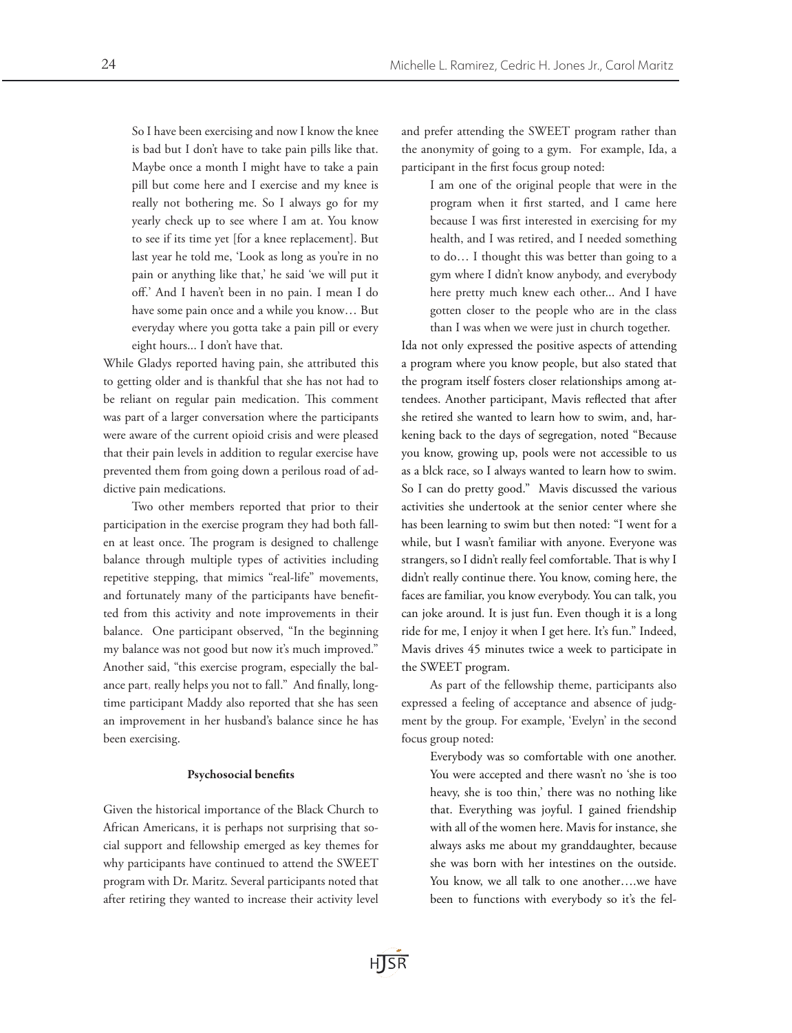> So I have been exercising and now I know the knee is bad but I don't have to take pain pills like that. Maybe once a month I might have to take a pain pill but come here and I exercise and my knee is really not bothering me. So I always go for my yearly check up to see where I am at. You know to see if its time yet [for a knee replacement]. But last year he told me, 'Look as long as you're in no pain or anything like that,' he said 'we will put it off.' And I haven't been in no pain. I mean I do have some pain once and a while you know… But everyday where you gotta take a pain pill or every eight hours... I don't have that.

While Gladys reported having pain, she attributed this to getting older and is thankful that she has not had to be reliant on regular pain medication. This comment was part of a larger conversation where the participants were aware of the current opioid crisis and were pleased that their pain levels in addition to regular exercise have prevented them from going down a perilous road of addictive pain medications.

Two other members reported that prior to their participation in the exercise program they had both fallen at least once. The program is designed to challenge balance through multiple types of activities including repetitive stepping, that mimics "real-life" movements, and fortunately many of the participants have benefitted from this activity and note improvements in their balance. One participant observed, "In the beginning my balance was not good but now it's much improved." Another said, "this exercise program, especially the balance part, really helps you not to fall." And finally, longtime participant Maddy also reported that she has seen an improvement in her husband's balance since he has been exercising.

#### Psychosocial benefits

Given the historical importance of the Black Church to African Americans, it is perhaps not surprising that social support and fellowship emerged as key themes for why participants have continued to attend the SWEET program with Dr. Maritz. Several participants noted that after retiring they wanted to increase their activity level and prefer attending the SWEET program rather than the anonymity of going to a gym. For example, Ida, a participant in the first focus group noted:

> I am one of the original people that were in the program when it first started, and I came here because I was first interested in exercising for my health, and I was retired, and I needed something to do… I thought this was better than going to a gym where I didn't know anybody, and everybody here pretty much knew each other... And I have gotten closer to the people who are in the class than I was when we were just in church together.

Ida not only expressed the positive aspects of attending a program where you know people, but also stated that the program itself fosters closer relationships among attendees. Another participant, Mavis reflected that after she retired she wanted to learn how to swim, and, harkening back to the days of segregation, noted "Because you know, growing up, pools were not accessible to us as a blck race, so I always wanted to learn how to swim. So I can do pretty good." Mavis discussed the various activities she undertook at the senior center where she has been learning to swim but then noted: "I went for a while, but I wasn't familiar with anyone. Everyone was strangers, so I didn't really feel comfortable. That is why I didn't really continue there. You know, coming here, the faces are familiar, you know everybody. You can talk, you can joke around. It is just fun. Even though it is a long ride for me, I enjoy it when I get here. It's fun." Indeed, Mavis drives 45 minutes twice a week to participate in the SWEET program.

As part of the fellowship theme, participants also expressed a feeling of acceptance and absence of judgment by the group. For example, 'Evelyn' in the second focus group noted:

> Everybody was so comfortable with one another. You were accepted and there wasn't no 'she is too heavy, she is too thin,' there was no nothing like that. Everything was joyful. I gained friendship with all of the women here. Mavis for instance, she always asks me about my granddaughter, because she was born with her intestines on the outside. You know, we all talk to one another….we have been to functions with everybody so it's the fel-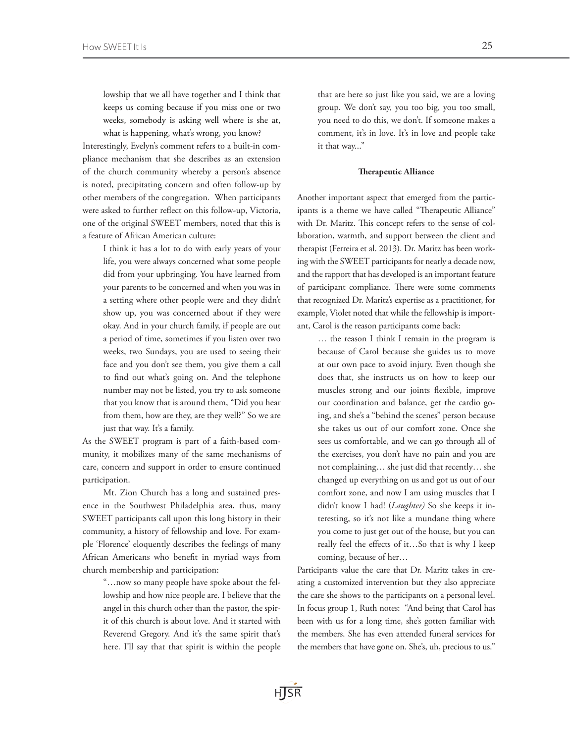lowship that we all have together and I think that keeps us coming because if you miss one or two weeks, somebody is asking well where is she at, what is happening, what's wrong, you know?

Interestingly, Evelyn's comment refers to a built-in compliance mechanism that she describes as an extension of the church community whereby a person's absence is noted, precipitating concern and often follow-up by other members of the congregation. When participants were asked to further reflect on this follow-up, Victoria, one of the original SWEET members, noted that this is a feature of African American culture:

> I think it has a lot to do with early years of your life, you were always concerned what some people did from your upbringing. You have learned from your parents to be concerned and when you was in a setting where other people were and they didn't show up, you was concerned about if they were okay. And in your church family, if people are out a period of time, sometimes if you listen over two weeks, two Sundays, you are used to seeing their face and you don't see them, you give them a call to find out what's going on. And the telephone number may not be listed, you try to ask someone that you know that is around them, "Did you hear from them, how are they, are they well?" So we are just that way. It's a family.

As the SWEET program is part of a faith-based community, it mobilizes many of the same mechanisms of care, concern and support in order to ensure continued participation.

Mt. Zion Church has a long and sustained presence in the Southwest Philadelphia area, thus, many SWEET participants call upon this long history in their community, a history of fellowship and love. For example 'Florence' eloquently describes the feelings of many African Americans who benefit in myriad ways from church membership and participation:

> "…now so many people have spoke about the fellowship and how nice people are. I believe that the angel in this church other than the pastor, the spirit of this church is about love. And it started with Reverend Gregory. And it's the same spirit that's here. I'll say that that spirit is within the people that are here so just like you said, we are a loving group. We don't say, you too big, you too small, you need to do this, we don't. If someone makes a comment, it's in love. It's in love and people take it that way..."

### Therapeutic Alliance

Another important aspect that emerged from the participants is a theme we have called "Therapeutic Alliance" with Dr. Maritz. This concept refers to the sense of collaboration, warmth, and support between the client and therapist (Ferreira et al. 2013). Dr. Maritz has been working with the SWEET participants for nearly a decade now, and the rapport that has developed is an important feature of participant compliance. There were some comments that recognized Dr. Maritz's expertise as a practitioner, for example, Violet noted that while the fellowship is important, Carol is the reason participants come back:

> … the reason I think I remain in the program is because of Carol because she guides us to move at our own pace to avoid injury. Even though she does that, she instructs us on how to keep our muscles strong and our joints flexible, improve our coordination and balance, get the cardio going, and she's a "behind the scenes" person because she takes us out of our comfort zone. Once she sees us comfortable, and we can go through all of the exercises, you don't have no pain and you are not complaining… she just did that recently… she changed up everything on us and got us out of our comfort zone, and now I am using muscles that I didn't know I had! (*Laughter)* So she keeps it interesting, so it's not like a mundane thing where you come to just get out of the house, but you can really feel the effects of it…So that is why I keep coming, because of her…

Participants value the care that Dr. Maritz takes in creating a customized intervention but they also appreciate the care she shows to the participants on a personal level. In focus group 1, Ruth notes: "And being that Carol has been with us for a long time, she's gotten familiar with the members. She has even attended funeral services for the members that have gone on. She's, uh, precious to us."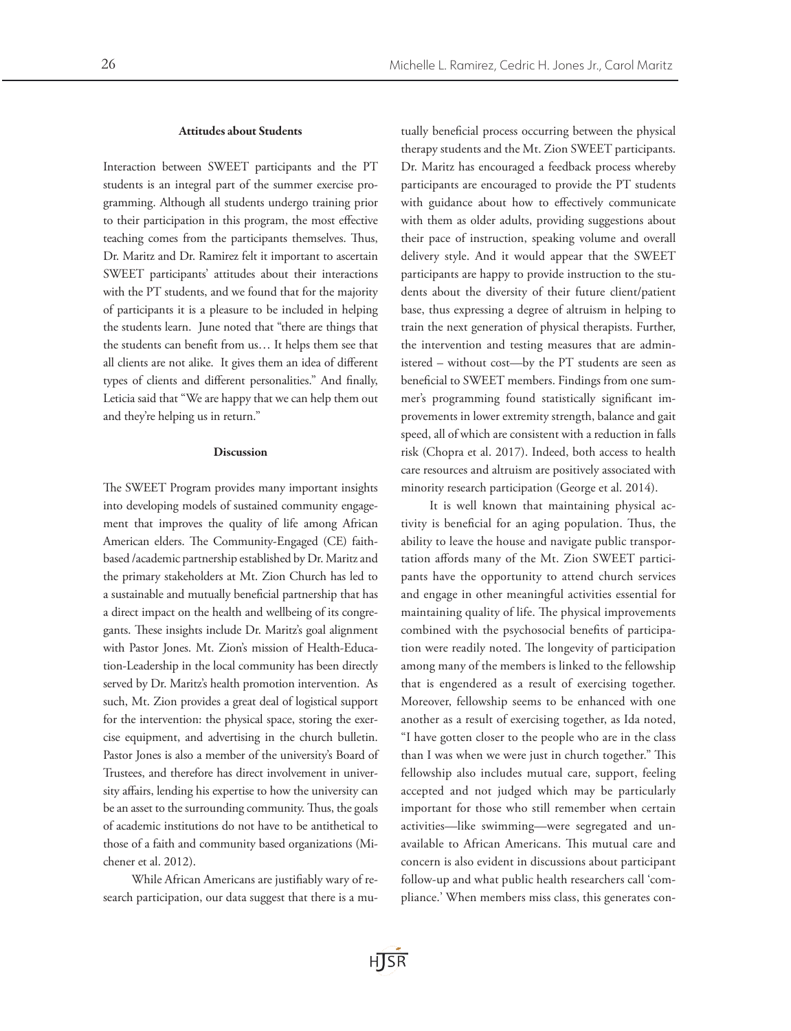### Attitudes about Students

Interaction between SWEET participants and the PT students is an integral part of the summer exercise programming. Although all students undergo training prior to their participation in this program, the most effective teaching comes from the participants themselves. Thus, Dr. Maritz and Dr. Ramirez felt it important to ascertain SWEET participants' attitudes about their interactions with the PT students, and we found that for the majority of participants it is a pleasure to be included in helping the students learn. June noted that "there are things that the students can benefit from us… It helps them see that all clients are not alike. It gives them an idea of different types of clients and different personalities." And finally, Leticia said that "We are happy that we can help them out and they're helping us in return."

### Discussion

The SWEET Program provides many important insights into developing models of sustained community engagement that improves the quality of life among African American elders. The Community-Engaged (CE) faith-based /academic partnership established by Dr. Maritz and the primary stakeholders at Mt. Zion Church has led to a sustainable and mutually beneficial partnership that has a direct impact on the health and wellbeing of its congregants. These insights include Dr. Maritz's goal alignment with Pastor Jones. Mt. Zion's mission of Health-Education-Leadership in the local community has been directly served by Dr. Maritz's health promotion intervention. As such, Mt. Zion provides a great deal of logistical support for the intervention: the physical space, storing the exercise equipment, and advertising in the church bulletin. Pastor Jones is also a member of the university's Board of Trustees, and therefore has direct involvement in university affairs, lending his expertise to how the university can be an asset to the surrounding community. Thus, the goals of academic institutions do not have to be antithetical to those of a faith and community based organizations (Michener et al. 2012).

While African Americans are justifiably wary of research participation, our data suggest that there is a mutually beneficial process occurring between the physical therapy students and the Mt. Zion SWEET participants. Dr. Maritz has encouraged a feedback process whereby participants are encouraged to provide the PT students with guidance about how to effectively communicate with them as older adults, providing suggestions about their pace of instruction, speaking volume and overall delivery style. And it would appear that the SWEET participants are happy to provide instruction to the students about the diversity of their future client/patient base, thus expressing a degree of altruism in helping to train the next generation of physical therapists. Further, the intervention and testing measures that are administered – without cost—by the PT students are seen as beneficial to SWEET members. Findings from one summer's programming found statistically significant improvements in lower extremity strength, balance and gait speed, all of which are consistent with a reduction in falls risk (Chopra et al. 2017). Indeed, both access to health care resources and altruism are positively associated with minority research participation (George et al. 2014).

It is well known that maintaining physical activity is beneficial for an aging population. Thus, the ability to leave the house and navigate public transportation affords many of the Mt. Zion SWEET participants have the opportunity to attend church services and engage in other meaningful activities essential for maintaining quality of life. The physical improvements combined with the psychosocial benefits of participation were readily noted. The longevity of participation among many of the members is linked to the fellowship that is engendered as a result of exercising together. Moreover, fellowship seems to be enhanced with one another as a result of exercising together, as Ida noted, "I have gotten closer to the people who are in the class than I was when we were just in church together." This fellowship also includes mutual care, support, feeling accepted and not judged which may be particularly important for those who still remember when certain activities—like swimming—were segregated and unavailable to African Americans. This mutual care and concern is also evident in discussions about participant follow-up and what public health researchers call 'compliance.' When members miss class, this generates con-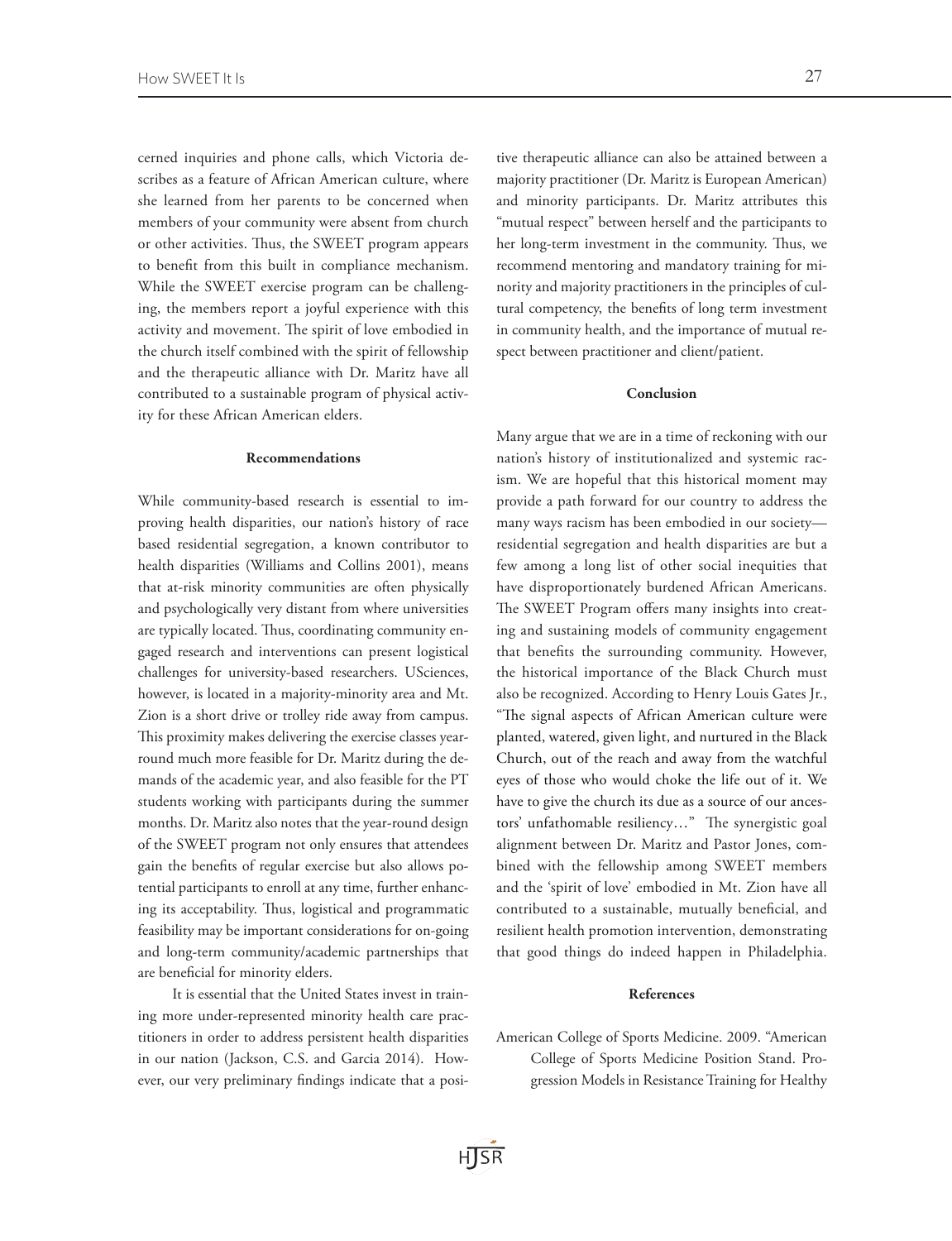cerned inquiries and phone calls, which Victoria describes as a feature of African American culture, where she learned from her parents to be concerned when members of your community were absent from church or other activities. Thus, the SWEET program appears to benefit from this built in compliance mechanism. While the SWEET exercise program can be challenging, the members report a joyful experience with this activity and movement. The spirit of love embodied in the church itself combined with the spirit of fellowship and the therapeutic alliance with Dr. Maritz have all contributed to a sustainable program of physical activity for these African American elders.

### Recommendations

While community-based research is essential to improving health disparities, our nation's history of race based residential segregation, a known contributor to health disparities (Williams and Collins 2001), means that at-risk minority communities are often physically and psychologically very distant from where universities are typically located. Thus, coordinating community engaged research and interventions can present logistical challenges for university-based researchers. USciences, however, is located in a majority-minority area and Mt. Zion is a short drive or trolley ride away from campus. This proximity makes delivering the exercise classes year-round much more feasible for Dr. Maritz during the demands of the academic year, and also feasible for the PT students working with participants during the summer months. Dr. Maritz also notes that the year-round design of the SWEET program not only ensures that attendees gain the benefits of regular exercise but also allows potential participants to enroll at any time, further enhancing its acceptability. Thus, logistical and programmatic feasibility may be important considerations for on-going and long-term community/academic partnerships that are beneficial for minority elders.

It is essential that the United States invest in training more under-represented minority health care practitioners in order to address persistent health disparities in our nation (Jackson, C.S. and Garcia 2014). However, our very preliminary findings indicate that a positive therapeutic alliance can also be attained between a majority practitioner (Dr. Maritz is European American) and minority participants. Dr. Maritz attributes this "mutual respect" between herself and the participants to her long-term investment in the community. Thus, we recommend mentoring and mandatory training for minority and majority practitioners in the principles of cultural competency, the benefits of long term investment in community health, and the importance of mutual respect between practitioner and client/patient.

### Conclusion

Many argue that we are in a time of reckoning with our nation's history of institutionalized and systemic racism. We are hopeful that this historical moment may provide a path forward for our country to address the many ways racism has been embodied in our society—residential segregation and health disparities are but a few among a long list of other social inequities that have disproportionately burdened African Americans. The SWEET Program offers many insights into creating and sustaining models of community engagement that benefits the surrounding community. However, the historical importance of the Black Church must also be recognized. According to Henry Louis Gates Jr., "The signal aspects of African American culture were planted, watered, given light, and nurtured in the Black Church, out of the reach and away from the watchful eyes of those who would choke the life out of it. We have to give the church its due as a source of our ancestors' unfathomable resiliency…" The synergistic goal alignment between Dr. Maritz and Pastor Jones, combined with the fellowship among SWEET members and the 'spirit of love' embodied in Mt. Zion have all contributed to a sustainable, mutually beneficial, and resilient health promotion intervention, demonstrating that good things do indeed happen in Philadelphia.

### References

American College of Sports Medicine. 2009. "American College of Sports Medicine Position Stand. Progression Models in Resistance Training for Healthy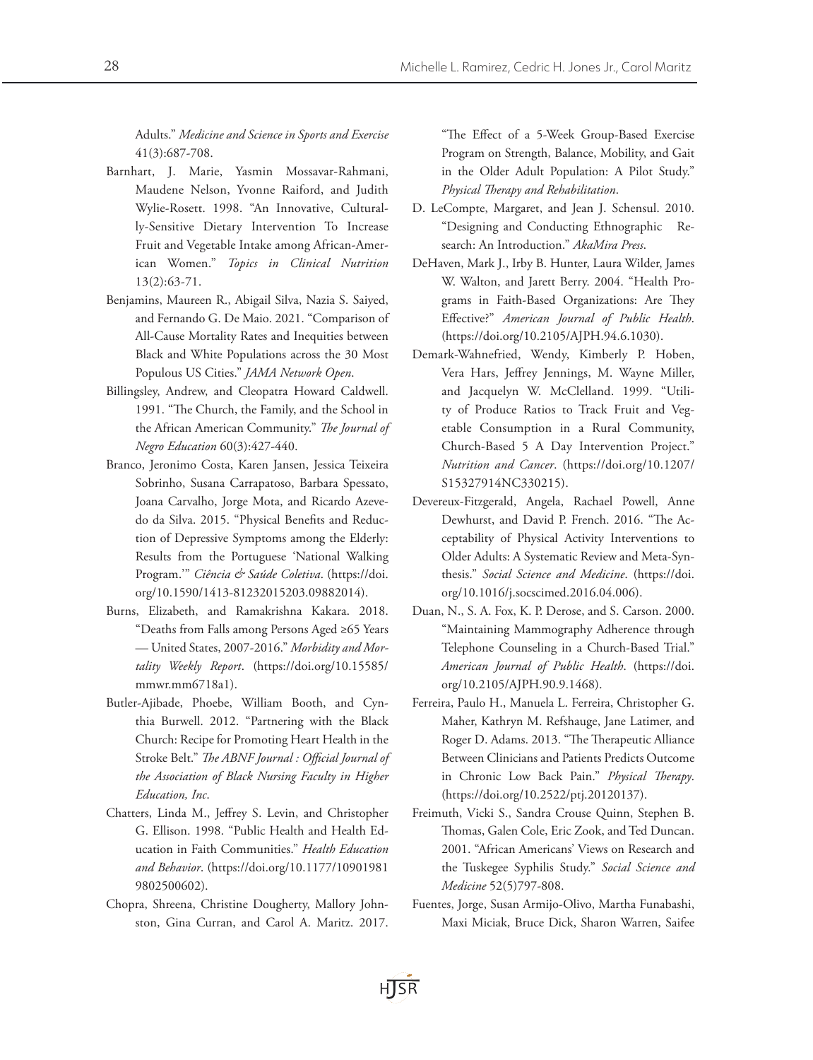Adults." *Medicine and Science in Sports and Exercise* 41(3):687-708.

Barnhart, J. Marie, Yasmin Mossavar-Rahmani, Maudene Nelson, Yvonne Raiford, and Judith Wylie-Rosett. 1998. "An Innovative, Culturally-Sensitive Dietary Intervention To Increase Fruit and Vegetable Intake among African-American Women." *Topics in Clinical Nutrition* 13(2):63-71.

Benjamins, Maureen R., Abigail Silva, Nazia S. Saiyed, and Fernando G. De Maio. 2021. "Comparison of All-Cause Mortality Rates and Inequities between Black and White Populations across the 30 Most Populous US Cities." *JAMA Network Open*.

Billingsley, Andrew, and Cleopatra Howard Caldwell. 1991. "The Church, the Family, and the School in the African American Community." *The Journal of Negro Education* 60(3):427-440.

Branco, Jeronimo Costa, Karen Jansen, Jessica Teixeira Sobrinho, Susana Carrapatoso, Barbara Spessato, Joana Carvalho, Jorge Mota, and Ricardo Azevedo da Silva. 2015. "Physical Benefits and Reduction of Depressive Symptoms among the Elderly: Results from the Portuguese 'National Walking Program.'" *Ciência & Saúde Coletiva*. (https://doi.org/10.1590/1413-81232015203.09882014).

Burns, Elizabeth, and Ramakrishna Kakara. 2018. "Deaths from Falls among Persons Aged ≥65 Years — United States, 2007-2016." *Morbidity and Mortality Weekly Report*. (https://doi.org/10.15585/mmwr.mm6718a1).

Butler-Ajibade, Phoebe, William Booth, and Cynthia Burwell. 2012. "Partnering with the Black Church: Recipe for Promoting Heart Health in the Stroke Belt." *The ABNF Journal : Official Journal of the Association of Black Nursing Faculty in Higher Education, Inc*.

Chatters, Linda M., Jeffrey S. Levin, and Christopher G. Ellison. 1998. "Public Health and Health Education in Faith Communities." *Health Education and Behavior*. (https://doi.org/10.1177/109019819802500602).

Chopra, Shreena, Christine Dougherty, Mallory Johnston, Gina Curran, and Carol A. Maritz. 2017. "The Effect of a 5-Week Group-Based Exercise Program on Strength, Balance, Mobility, and Gait in the Older Adult Population: A Pilot Study." *Physical Therapy and Rehabilitation*.

D. LeCompte, Margaret, and Jean J. Schensul. 2010. "Designing and Conducting Ethnographic Research: An Introduction." *AkaMira Press*.

DeHaven, Mark J., Irby B. Hunter, Laura Wilder, James W. Walton, and Jarett Berry. 2004. "Health Programs in Faith-Based Organizations: Are They Effective?" *American Journal of Public Health*. (https://doi.org/10.2105/AJPH.94.6.1030).

Demark-Wahnefried, Wendy, Kimberly P. Hoben, Vera Hars, Jeffrey Jennings, M. Wayne Miller, and Jacquelyn W. McClelland. 1999. "Utility of Produce Ratios to Track Fruit and Vegetable Consumption in a Rural Community, Church-Based 5 A Day Intervention Project." *Nutrition and Cancer*. (https://doi.org/10.1207/S15327914NC330215).

Devereux-Fitzgerald, Angela, Rachael Powell, Anne Dewhurst, and David P. French. 2016. "The Acceptability of Physical Activity Interventions to Older Adults: A Systematic Review and Meta-Synthesis." *Social Science and Medicine*. (https://doi.org/10.1016/j.socscimed.2016.04.006).

Duan, N., S. A. Fox, K. P. Derose, and S. Carson. 2000. "Maintaining Mammography Adherence through Telephone Counseling in a Church-Based Trial." *American Journal of Public Health*. (https://doi.org/10.2105/AJPH.90.9.1468).

Ferreira, Paulo H., Manuela L. Ferreira, Christopher G. Maher, Kathryn M. Refshauge, Jane Latimer, and Roger D. Adams. 2013. "The Therapeutic Alliance Between Clinicians and Patients Predicts Outcome in Chronic Low Back Pain." *Physical Therapy*. (https://doi.org/10.2522/ptj.20120137).

Freimuth, Vicki S., Sandra Crouse Quinn, Stephen B. Thomas, Galen Cole, Eric Zook, and Ted Duncan. 2001. "African Americans' Views on Research and the Tuskegee Syphilis Study." *Social Science and Medicine* 52(5)797-808.

Fuentes, Jorge, Susan Armijo-Olivo, Martha Funabashi, Maxi Miciak, Bruce Dick, Sharon Warren, Saifee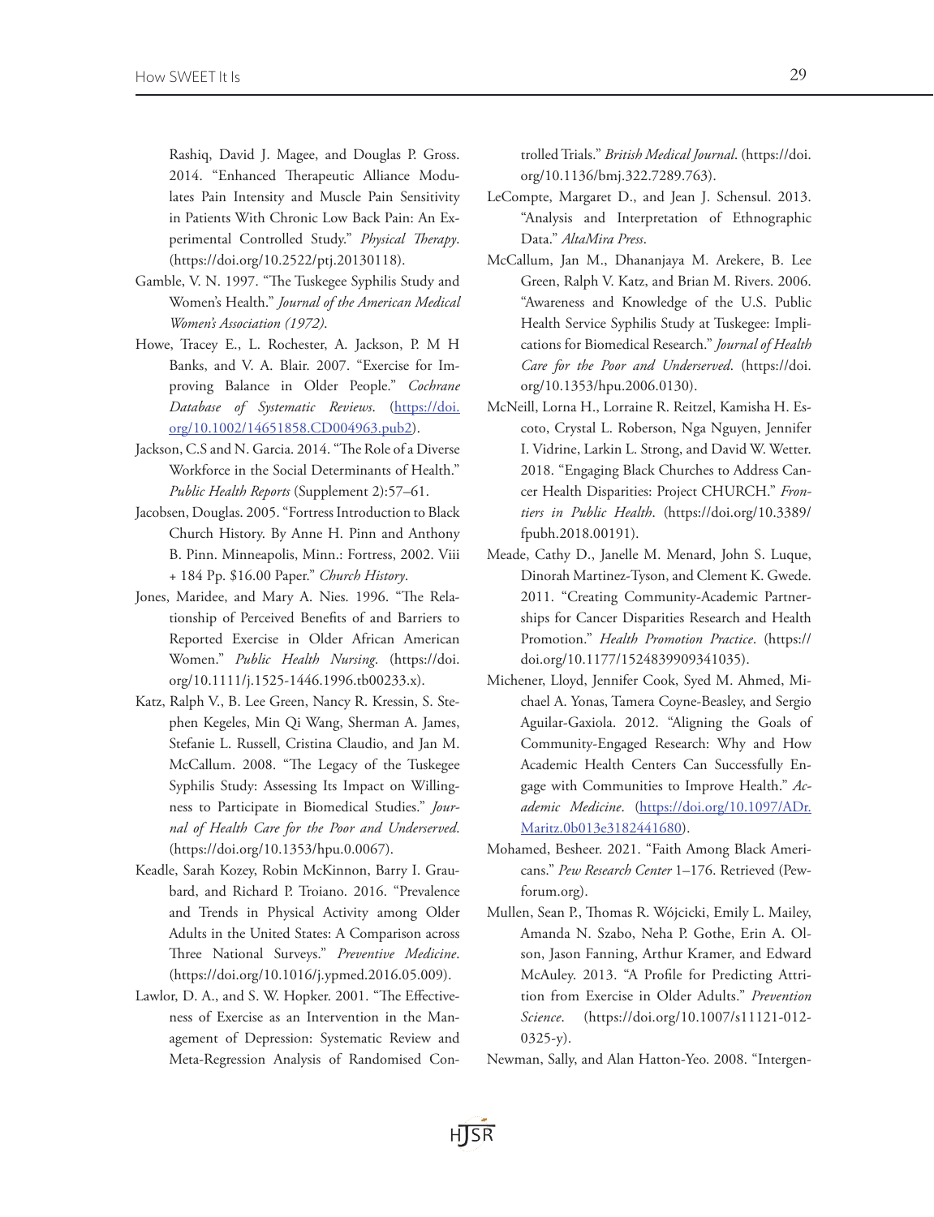Rashiq, David J. Magee, and Douglas P. Gross. 2014. "Enhanced Therapeutic Alliance Modulates Pain Intensity and Muscle Pain Sensitivity in Patients With Chronic Low Back Pain: An Experimental Controlled Study." *Physical Therapy*. (https://doi.org/10.2522/ptj.20130118).

Gamble, V. N. 1997. "The Tuskegee Syphilis Study and Women's Health." *Journal of the American Medical Women's Association (1972)*.

Howe, Tracey E., L. Rochester, A. Jackson, P. M H Banks, and V. A. Blair. 2007. "Exercise for Improving Balance in Older People." *Cochrane Database of Systematic Reviews*. (https://doi.org/10.1002/14651858.CD004963.pub2).

Jackson, C.S and N. Garcia. 2014. "The Role of a Diverse Workforce in the Social Determinants of Health." *Public Health Reports* (Supplement 2):57–61.

Jacobsen, Douglas. 2005. "Fortress Introduction to Black Church History. By Anne H. Pinn and Anthony B. Pinn. Minneapolis, Minn.: Fortress, 2002. Viii + 184 Pp. $16.00 Paper." *Church History*.

Jones, Maridee, and Mary A. Nies. 1996. "The Relationship of Perceived Benefits of and Barriers to Reported Exercise in Older African American Women." *Public Health Nursing*. (https://doi.org/10.1111/j.1525-1446.1996.tb00233.x).

Katz, Ralph V., B. Lee Green, Nancy R. Kressin, S. Stephen Kegeles, Min Qi Wang, Sherman A. James, Stefanie L. Russell, Cristina Claudio, and Jan M. McCallum. 2008. "The Legacy of the Tuskegee Syphilis Study: Assessing Its Impact on Willingness to Participate in Biomedical Studies." *Journal of Health Care for the Poor and Underserved*. (https://doi.org/10.1353/hpu.0.0067).

Keadle, Sarah Kozey, Robin McKinnon, Barry I. Graubard, and Richard P. Troiano. 2016. "Prevalence and Trends in Physical Activity among Older Adults in the United States: A Comparison across Three National Surveys." *Preventive Medicine*. (https://doi.org/10.1016/j.ypmed.2016.05.009).

Lawlor, D. A., and S. W. Hopker. 2001. "The Effectiveness of Exercise as an Intervention in the Management of Depression: Systematic Review and Meta-Regression Analysis of Randomised Controlled Trials." *British Medical Journal*. (https://doi.org/10.1136/bmj.322.7289.763).

LeCompte, Margaret D., and Jean J. Schensul. 2013. "Analysis and Interpretation of Ethnographic Data." *AltaMira Press*.

McCallum, Jan M., Dhananjaya M. Arekere, B. Lee Green, Ralph V. Katz, and Brian M. Rivers. 2006. "Awareness and Knowledge of the U.S. Public Health Service Syphilis Study at Tuskegee: Implications for Biomedical Research." *Journal of Health Care for the Poor and Underserved*. (https://doi.org/10.1353/hpu.2006.0130).

McNeill, Lorna H., Lorraine R. Reitzel, Kamisha H. Escoto, Crystal L. Roberson, Nga Nguyen, Jennifer I. Vidrine, Larkin L. Strong, and David W. Wetter. 2018. "Engaging Black Churches to Address Cancer Health Disparities: Project CHURCH." *Frontiers in Public Health*. (https://doi.org/10.3389/fpubh.2018.00191).

Meade, Cathy D., Janelle M. Menard, John S. Luque, Dinorah Martinez-Tyson, and Clement K. Gwede. 2011. "Creating Community-Academic Partnerships for Cancer Disparities Research and Health Promotion." *Health Promotion Practice*. (https://doi.org/10.1177/1524839909341035).

Michener, Lloyd, Jennifer Cook, Syed M. Ahmed, Michael A. Yonas, Tamera Coyne-Beasley, and Sergio Aguilar-Gaxiola. 2012. "Aligning the Goals of Community-Engaged Research: Why and How Academic Health Centers Can Successfully Engage with Communities to Improve Health." *Academic Medicine*. (https://doi.org/10.1097/ADr.Maritz.0b013e3182441680).

Mohamed, Besheer. 2021. "Faith Among Black Americans." *Pew Research Center* 1–176. Retrieved (Pewforum.org).

Mullen, Sean P., Thomas R. Wójcicki, Emily L. Mailey, Amanda N. Szabo, Neha P. Gothe, Erin A. Olson, Jason Fanning, Arthur Kramer, and Edward McAuley. 2013. "A Profile for Predicting Attrition from Exercise in Older Adults." *Prevention Science*. (https://doi.org/10.1007/s11121-012-0325-y).

Newman, Sally, and Alan Hatton-Yeo. 2008. "Intergen-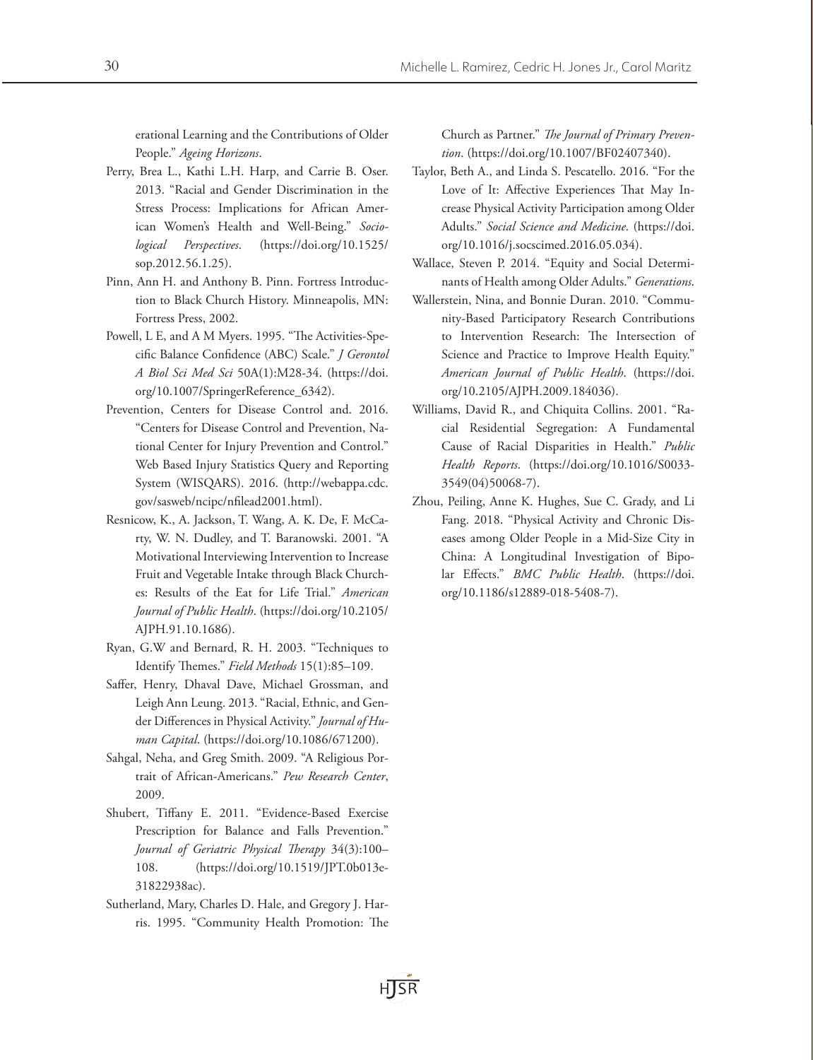erational Learning and the Contributions of Older People." *Ageing Horizons*.

Perry, Brea L., Kathi L.H. Harp, and Carrie B. Oser. 2013. "Racial and Gender Discrimination in the Stress Process: Implications for African American Women's Health and Well-Being." *Sociological Perspectives*. (https://doi.org/10.1525/sop.2012.56.1.25).

Pinn, Ann H. and Anthony B. Pinn. Fortress Introduction to Black Church History. Minneapolis, MN: Fortress Press, 2002.

Powell, L E, and A M Myers. 1995. "The Activities-Specific Balance Confidence (ABC) Scale." *J Gerontol A Biol Sci Med Sci* 50A(1):M28-34. (https://doi.org/10.1007/SpringerReference_6342).

Prevention, Centers for Disease Control and. 2016. "Centers for Disease Control and Prevention, National Center for Injury Prevention and Control." Web Based Injury Statistics Query and Reporting System (WISQARS). 2016. (http://webappa.cdc.gov/sasweb/ncipc/nfilead2001.html).

Resnicow, K., A. Jackson, T. Wang, A. K. De, F. McCarty, W. N. Dudley, and T. Baranowski. 2001. "A Motivational Interviewing Intervention to Increase Fruit and Vegetable Intake through Black Churches: Results of the Eat for Life Trial." *American Journal of Public Health*. (https://doi.org/10.2105/AJPH.91.10.1686).

Ryan, G.W and Bernard, R. H. 2003. "Techniques to Identify Themes." *Field Methods* 15(1):85–109.

Saffer, Henry, Dhaval Dave, Michael Grossman, and Leigh Ann Leung. 2013. "Racial, Ethnic, and Gender Differences in Physical Activity." *Journal of Human Capital*. (https://doi.org/10.1086/671200).

Sahgal, Neha, and Greg Smith. 2009. "A Religious Portrait of African-Americans." *Pew Research Center*, 2009.

Shubert, Tiffany E. 2011. "Evidence-Based Exercise Prescription for Balance and Falls Prevention." *Journal of Geriatric Physical Therapy* 34(3):100–108. (https://doi.org/10.1519/JPT.0b013e31822938ac).

Sutherland, Mary, Charles D. Hale, and Gregory J. Harris. 1995. "Community Health Promotion: The Church as Partner." *The Journal of Primary Prevention*. (https://doi.org/10.1007/BF02407340).

Taylor, Beth A., and Linda S. Pescatello. 2016. "For the Love of It: Affective Experiences That May Increase Physical Activity Participation among Older Adults." *Social Science and Medicine*. (https://doi.org/10.1016/j.socscimed.2016.05.034).

Wallace, Steven P. 2014. "Equity and Social Determinants of Health among Older Adults." *Generations*.

Wallerstein, Nina, and Bonnie Duran. 2010. "Community-Based Participatory Research Contributions to Intervention Research: The Intersection of Science and Practice to Improve Health Equity." *American Journal of Public Health*. (https://doi.org/10.2105/AJPH.2009.184036).

Williams, David R., and Chiquita Collins. 2001. "Racial Residential Segregation: A Fundamental Cause of Racial Disparities in Health." *Public Health Reports*. (https://doi.org/10.1016/S0033-3549(04)50068-7).

Zhou, Peiling, Anne K. Hughes, Sue C. Grady, and Li Fang. 2018. "Physical Activity and Chronic Diseases among Older People in a Mid-Size City in China: A Longitudinal Investigation of Bipolar Effects." *BMC Public Health*. (https://doi.org/10.1186/s12889-018-5408-7).